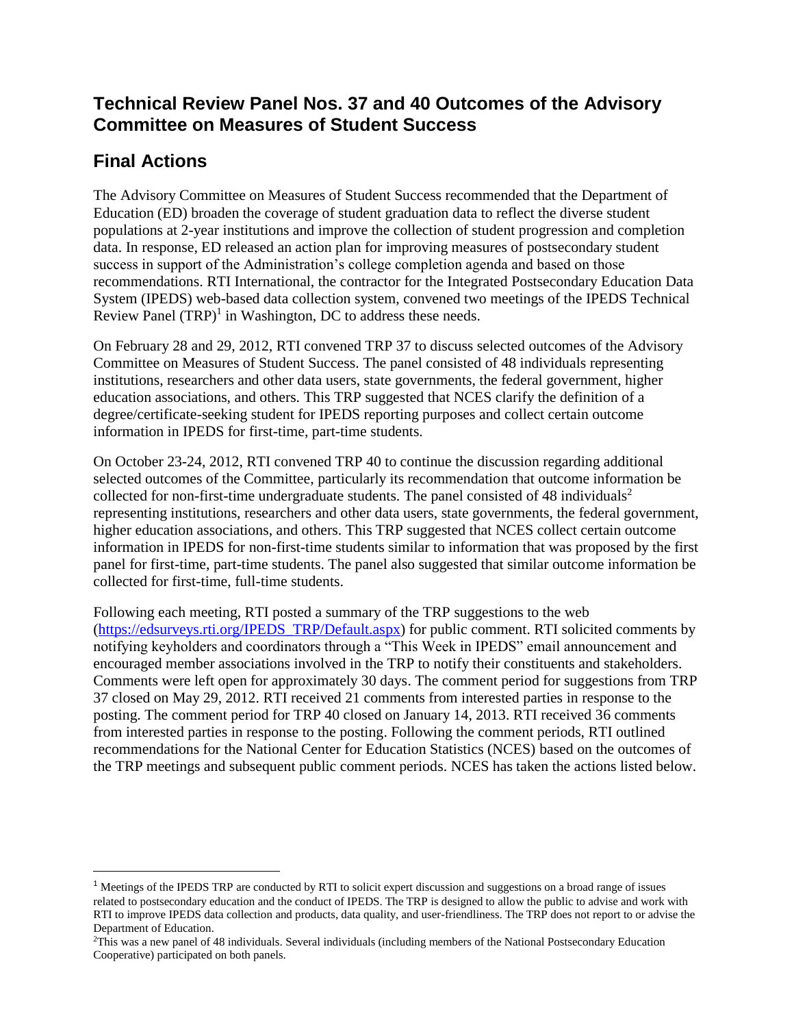## Technical Review Panel Nos. 37 and 40 Outcomes of the Advisory Committee on Measures of Student Success

## Final Actions

The Advisory Committee on Measures of Student Success recommended that the Department of Education (ED) broaden the coverage of student graduation data to reflect the diverse student populations at 2-year institutions and improve the collection of student progression and completion data. In response, ED released an action plan for improving measures of postsecondary student success in support of the Administration's college completion agenda and based on those recommendations. RTI International, the contractor for the Integrated Postsecondary Education Data System (IPEDS) web-based data collection system, convened two meetings of the IPEDS Technical Review Panel (TRP)[1] in Washington, DC to address these needs.

On February 28 and 29, 2012, RTI convened TRP 37 to discuss selected outcomes of the Advisory Committee on Measures of Student Success. The panel consisted of 48 individuals representing institutions, researchers and other data users, state governments, the federal government, higher education associations, and others. This TRP suggested that NCES clarify the definition of a degree/certificate-seeking student for IPEDS reporting purposes and collect certain outcome information in IPEDS for first-time, part-time students.

On October 23-24, 2012, RTI convened TRP 40 to continue the discussion regarding additional selected outcomes of the Committee, particularly its recommendation that outcome information be collected for non-first-time undergraduate students. The panel consisted of 48 individuals[2] representing institutions, researchers and other data users, state governments, the federal government, higher education associations, and others. This TRP suggested that NCES collect certain outcome information in IPEDS for non-first-time students similar to information that was proposed by the first panel for first-time, part-time students. The panel also suggested that similar outcome information be collected for first-time, full-time students.

Following each meeting, RTI posted a summary of the TRP suggestions to the web (https://edsurveys.rti.org/IPEDS_TRP/Default.aspx) for public comment. RTI solicited comments by notifying keyholders and coordinators through a "This Week in IPEDS" email announcement and encouraged member associations involved in the TRP to notify their constituents and stakeholders. Comments were left open for approximately 30 days. The comment period for suggestions from TRP 37 closed on May 29, 2012. RTI received 21 comments from interested parties in response to the posting. The comment period for TRP 40 closed on January 14, 2013. RTI received 36 comments from interested parties in response to the posting. Following the comment periods, RTI outlined recommendations for the National Center for Education Statistics (NCES) based on the outcomes of the TRP meetings and subsequent public comment periods. NCES has taken the actions listed below.

---

[1] Meetings of the IPEDS TRP are conducted by RTI to solicit expert discussion and suggestions on a broad range of issues related to postsecondary education and the conduct of IPEDS. The TRP is designed to allow the public to advise and work with RTI to improve IPEDS data collection and products, data quality, and user-friendliness. The TRP does not report to or advise the Department of Education.

[2] This was a new panel of 48 individuals. Several individuals (including members of the National Postsecondary Education Cooperative) participated on both panels.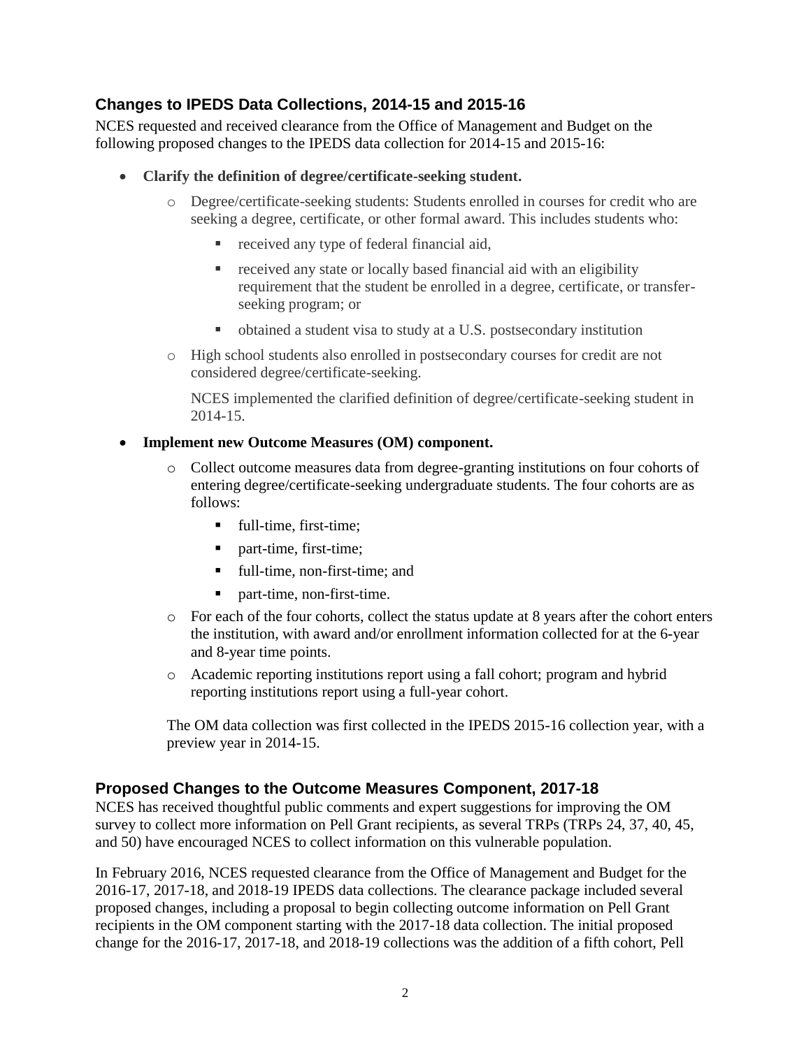## Changes to IPEDS Data Collections, 2014-15 and 2015-16

NCES requested and received clearance from the Office of Management and Budget on the following proposed changes to the IPEDS data collection for 2014-15 and 2015-16:

- **Clarify the definition of degree/certificate-seeking student.**
  - Degree/certificate-seeking students: Students enrolled in courses for credit who are seeking a degree, certificate, or other formal award. This includes students who:
    - received any type of federal financial aid,
    - received any state or locally based financial aid with an eligibility requirement that the student be enrolled in a degree, certificate, or transfer-seeking program; or
    - obtained a student visa to study at a U.S. postsecondary institution
  - High school students also enrolled in postsecondary courses for credit are not considered degree/certificate-seeking.

    NCES implemented the clarified definition of degree/certificate-seeking student in 2014-15.

- **Implement new Outcome Measures (OM) component.**
  - Collect outcome measures data from degree-granting institutions on four cohorts of entering degree/certificate-seeking undergraduate students. The four cohorts are as follows:
    - full-time, first-time;
    - part-time, first-time;
    - full-time, non-first-time; and
    - part-time, non-first-time.
  - For each of the four cohorts, collect the status update at 8 years after the cohort enters the institution, with award and/or enrollment information collected for at the 6-year and 8-year time points.
  - Academic reporting institutions report using a fall cohort; program and hybrid reporting institutions report using a full-year cohort.

  The OM data collection was first collected in the IPEDS 2015-16 collection year, with a preview year in 2014-15.

## Proposed Changes to the Outcome Measures Component, 2017-18

NCES has received thoughtful public comments and expert suggestions for improving the OM survey to collect more information on Pell Grant recipients, as several TRPs (TRPs 24, 37, 40, 45, and 50) have encouraged NCES to collect information on this vulnerable population.

In February 2016, NCES requested clearance from the Office of Management and Budget for the 2016-17, 2017-18, and 2018-19 IPEDS data collections. The clearance package included several proposed changes, including a proposal to begin collecting outcome information on Pell Grant recipients in the OM component starting with the 2017-18 data collection. The initial proposed change for the 2016-17, 2017-18, and 2018-19 collections was the addition of a fifth cohort, Pell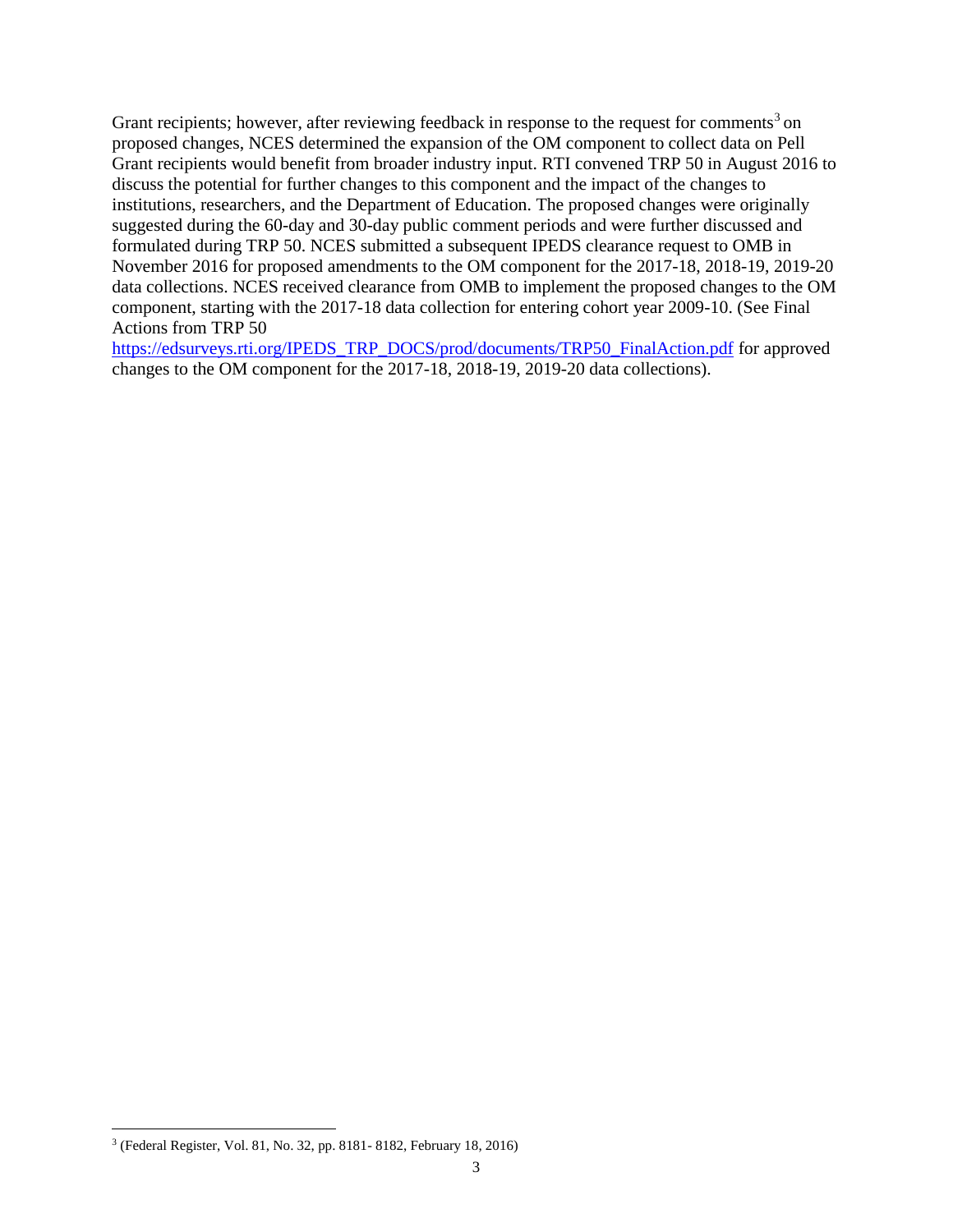Grant recipients; however, after reviewing feedback in response to the request for comments[3] on proposed changes, NCES determined the expansion of the OM component to collect data on Pell Grant recipients would benefit from broader industry input. RTI convened TRP 50 in August 2016 to discuss the potential for further changes to this component and the impact of the changes to institutions, researchers, and the Department of Education. The proposed changes were originally suggested during the 60-day and 30-day public comment periods and were further discussed and formulated during TRP 50. NCES submitted a subsequent IPEDS clearance request to OMB in November 2016 for proposed amendments to the OM component for the 2017-18, 2018-19, 2019-20 data collections. NCES received clearance from OMB to implement the proposed changes to the OM component, starting with the 2017-18 data collection for entering cohort year 2009-10. (See Final Actions from TRP 50 [https://edsurveys.rti.org/IPEDS_TRP_DOCS/prod/documents/TRP50_FinalAction.pdf](https://edsurveys.rti.org/IPEDS_TRP_DOCS/prod/documents/TRP50_FinalAction.pdf) for approved changes to the OM component for the 2017-18, 2018-19, 2019-20 data collections).

[3] (Federal Register, Vol. 81, No. 32, pp. 8181- 8182, February 18, 2016)